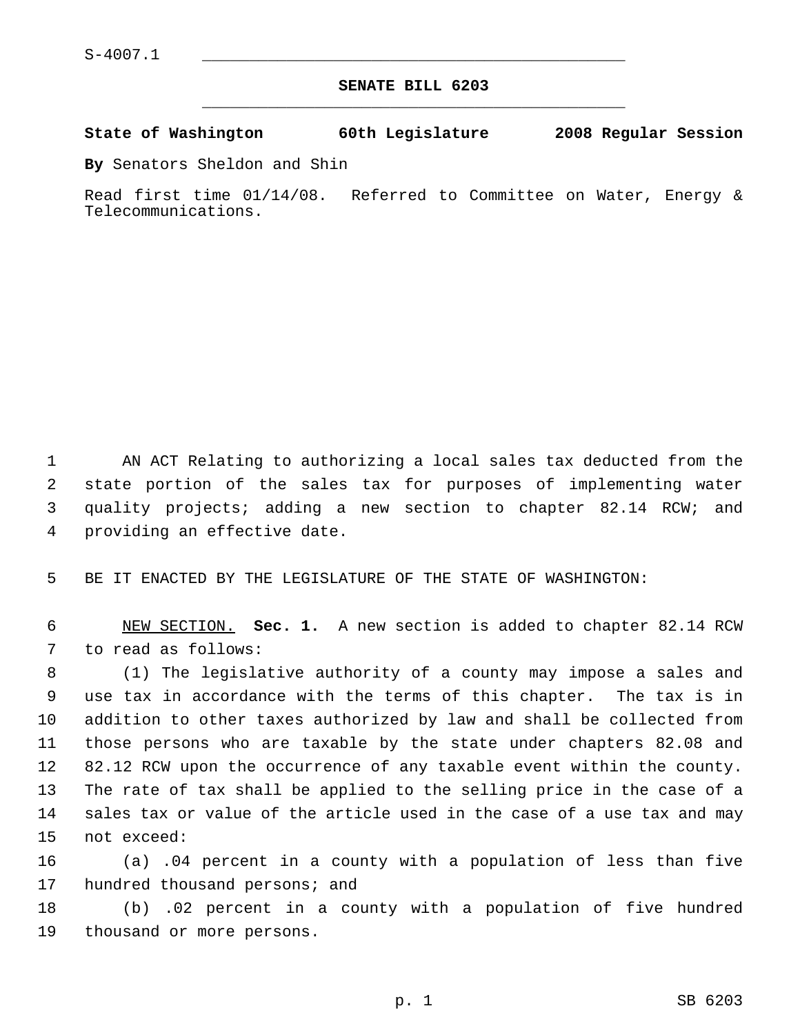S-4007.1

# SENATE BILL 6203

**State of Washington 60th Legislature 2008 Regular Session**

**By** Senators Sheldon and Shin

Read first time 01/14/08. Referred to Committee on Water, Energy & Telecommunications.

AN ACT Relating to authorizing a local sales tax deducted from the state portion of the sales tax for purposes of implementing water quality projects; adding a new section to chapter 82.14 RCW; and providing an effective date.

BE IT ENACTED BY THE LEGISLATURE OF THE STATE OF WASHINGTON:

NEW SECTION. **Sec. 1.** A new section is added to chapter 82.14 RCW to read as follows:

(1) The legislative authority of a county may impose a sales and use tax in accordance with the terms of this chapter. The tax is in addition to other taxes authorized by law and shall be collected from those persons who are taxable by the state under chapters 82.08 and 82.12 RCW upon the occurrence of any taxable event within the county. The rate of tax shall be applied to the selling price in the case of a sales tax or value of the article used in the case of a use tax and may not exceed:

(a) .04 percent in a county with a population of less than five hundred thousand persons; and

(b) .02 percent in a county with a population of five hundred thousand or more persons.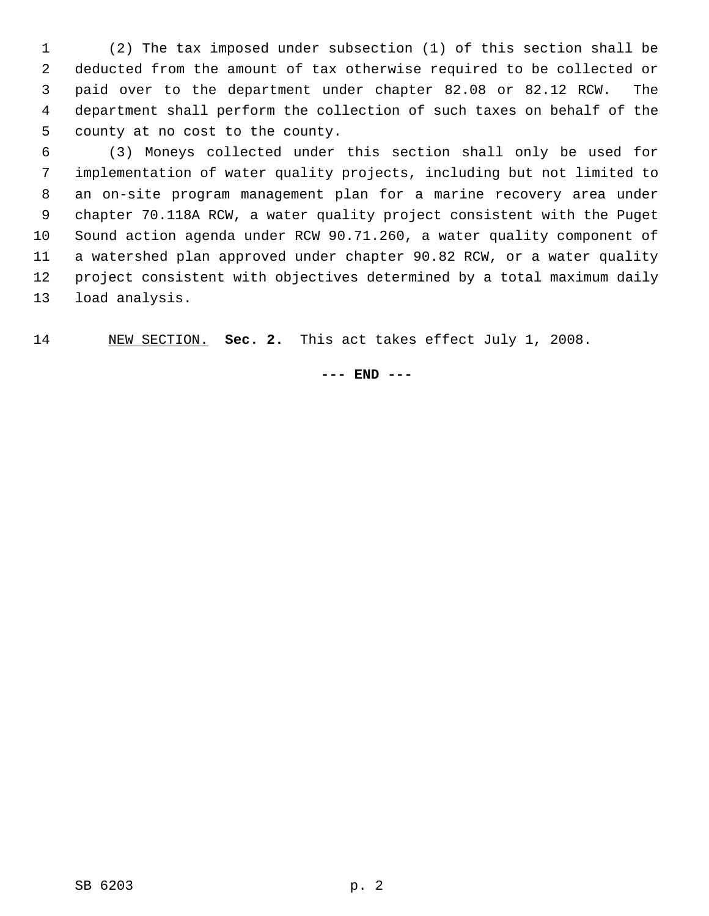(2) The tax imposed under subsection (1) of this section shall be deducted from the amount of tax otherwise required to be collected or paid over to the department under chapter 82.08 or 82.12 RCW. The department shall perform the collection of such taxes on behalf of the county at no cost to the county.

(3) Moneys collected under this section shall only be used for implementation of water quality projects, including but not limited to an on-site program management plan for a marine recovery area under chapter 70.118A RCW, a water quality project consistent with the Puget Sound action agenda under RCW 90.71.260, a water quality component of a watershed plan approved under chapter 90.82 RCW, or a water quality project consistent with objectives determined by a total maximum daily load analysis.

NEW SECTION. **Sec. 2.** This act takes effect July 1, 2008.

**--- END ---**